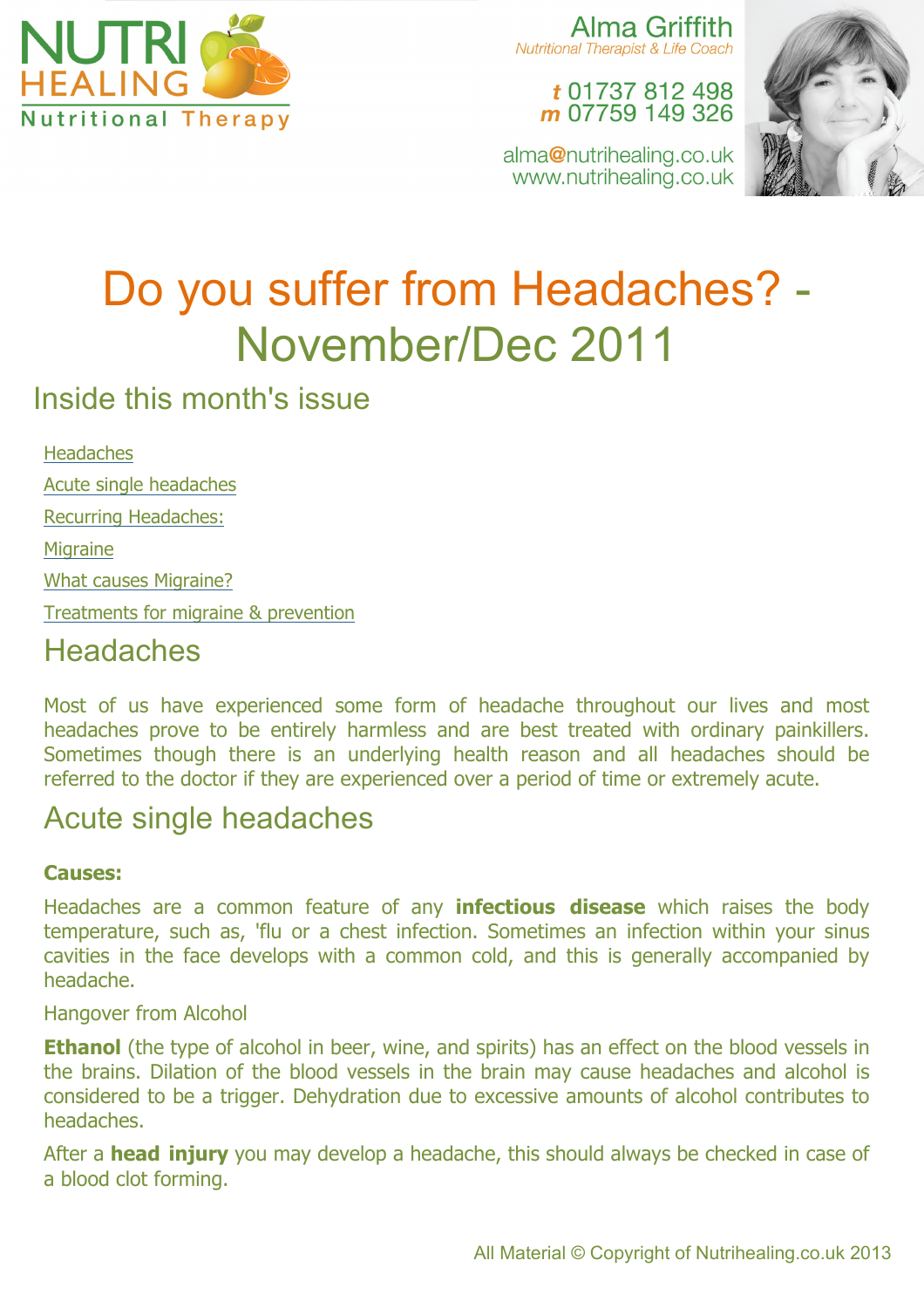NUTRI HEALING
Nutritional Therapy

Alma Griffith
*Nutritional Therapist & Life Coach*

*t* 01737 812 498
*m* 07759 149 326

alma@nutrihealing.co.uk
www.nutrihealing.co.uk

# Do you suffer from Headaches? - November/Dec 2011

## Inside this month's issue

- Headaches
- Acute single headaches
- Recurring Headaches:
- Migraine
- What causes Migraine?
- Treatments for migraine & prevention

## Headaches

Most of us have experienced some form of headache throughout our lives and most headaches prove to be entirely harmless and are best treated with ordinary painkillers. Sometimes though there is an underlying health reason and all headaches should be referred to the doctor if they are experienced over a period of time or extremely acute.

## Acute single headaches

**Causes:**

Headaches are a common feature of any **infectious disease** which raises the body temperature, such as, 'flu or a chest infection. Sometimes an infection within your sinus cavities in the face develops with a common cold, and this is generally accompanied by headache.

Hangover from Alcohol

**Ethanol** (the type of alcohol in beer, wine, and spirits) has an effect on the blood vessels in the brains. Dilation of the blood vessels in the brain may cause headaches and alcohol is considered to be a trigger. Dehydration due to excessive amounts of alcohol contributes to headaches.

After a **head injury** you may develop a headache, this should always be checked in case of a blood clot forming.

All Material © Copyright of Nutrihealing.co.uk 2013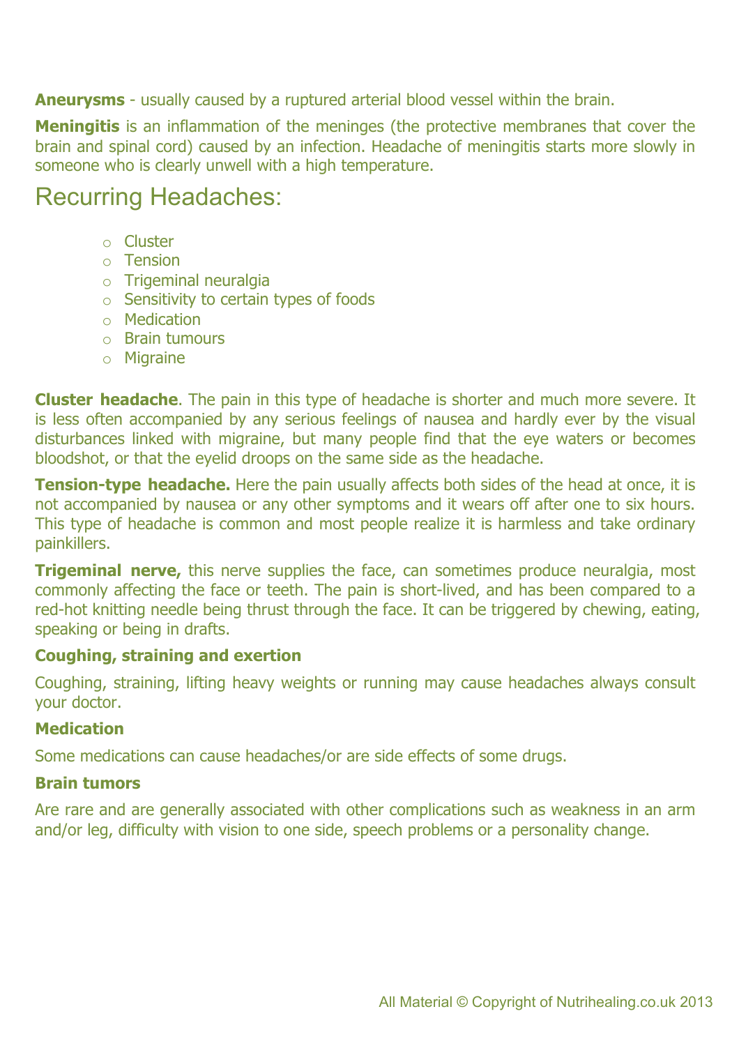**Aneurysms** - usually caused by a ruptured arterial blood vessel within the brain.

**Meningitis** is an inflammation of the meninges (the protective membranes that cover the brain and spinal cord) caused by an infection. Headache of meningitis starts more slowly in someone who is clearly unwell with a high temperature.

## Recurring Headaches:

- Cluster
- Tension
- Trigeminal neuralgia
- Sensitivity to certain types of foods
- Medication
- Brain tumours
- Migraine

**Cluster headache**. The pain in this type of headache is shorter and much more severe. It is less often accompanied by any serious feelings of nausea and hardly ever by the visual disturbances linked with migraine, but many people find that the eye waters or becomes bloodshot, or that the eyelid droops on the same side as the headache.

**Tension-type headache.** Here the pain usually affects both sides of the head at once, it is not accompanied by nausea or any other symptoms and it wears off after one to six hours. This type of headache is common and most people realize it is harmless and take ordinary painkillers.

**Trigeminal nerve,** this nerve supplies the face, can sometimes produce neuralgia, most commonly affecting the face or teeth. The pain is short-lived, and has been compared to a red-hot knitting needle being thrust through the face. It can be triggered by chewing, eating, speaking or being in drafts.

**Coughing, straining and exertion**

Coughing, straining, lifting heavy weights or running may cause headaches always consult your doctor.

**Medication**

Some medications can cause headaches/or are side effects of some drugs.

**Brain tumors**

Are rare and are generally associated with other complications such as weakness in an arm and/or leg, difficulty with vision to one side, speech problems or a personality change.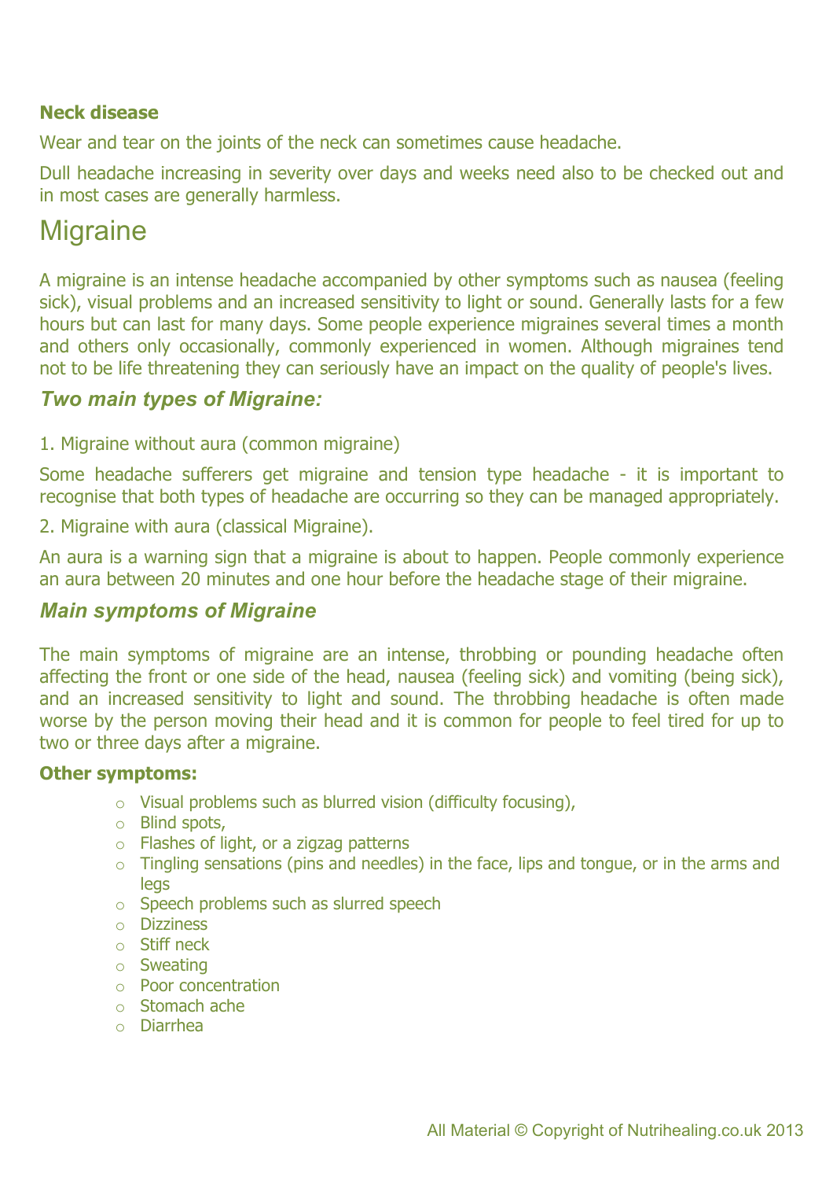**Neck disease**

Wear and tear on the joints of the neck can sometimes cause headache.

Dull headache increasing in severity over days and weeks need also to be checked out and in most cases are generally harmless.

# Migraine

A migraine is an intense headache accompanied by other symptoms such as nausea (feeling sick), visual problems and an increased sensitivity to light or sound. Generally lasts for a few hours but can last for many days. Some people experience migraines several times a month and others only occasionally, commonly experienced in women. Although migraines tend not to be life threatening they can seriously have an impact on the quality of people's lives.

## *Two main types of Migraine:*

1. Migraine without aura (common migraine)

Some headache sufferers get migraine and tension type headache - it is important to recognise that both types of headache are occurring so they can be managed appropriately.

2. Migraine with aura (classical Migraine).

An aura is a warning sign that a migraine is about to happen. People commonly experience an aura between 20 minutes and one hour before the headache stage of their migraine.

## *Main symptoms of Migraine*

The main symptoms of migraine are an intense, throbbing or pounding headache often affecting the front or one side of the head, nausea (feeling sick) and vomiting (being sick), and an increased sensitivity to light and sound. The throbbing headache is often made worse by the person moving their head and it is common for people to feel tired for up to two or three days after a migraine.

**Other symptoms:**

- Visual problems such as blurred vision (difficulty focusing),
- Blind spots,
- Flashes of light, or a zigzag patterns
- Tingling sensations (pins and needles) in the face, lips and tongue, or in the arms and legs
- Speech problems such as slurred speech
- Dizziness
- Stiff neck
- Sweating
- Poor concentration
- Stomach ache
- Diarrhea

All Material © Copyright of Nutrihealing.co.uk 2013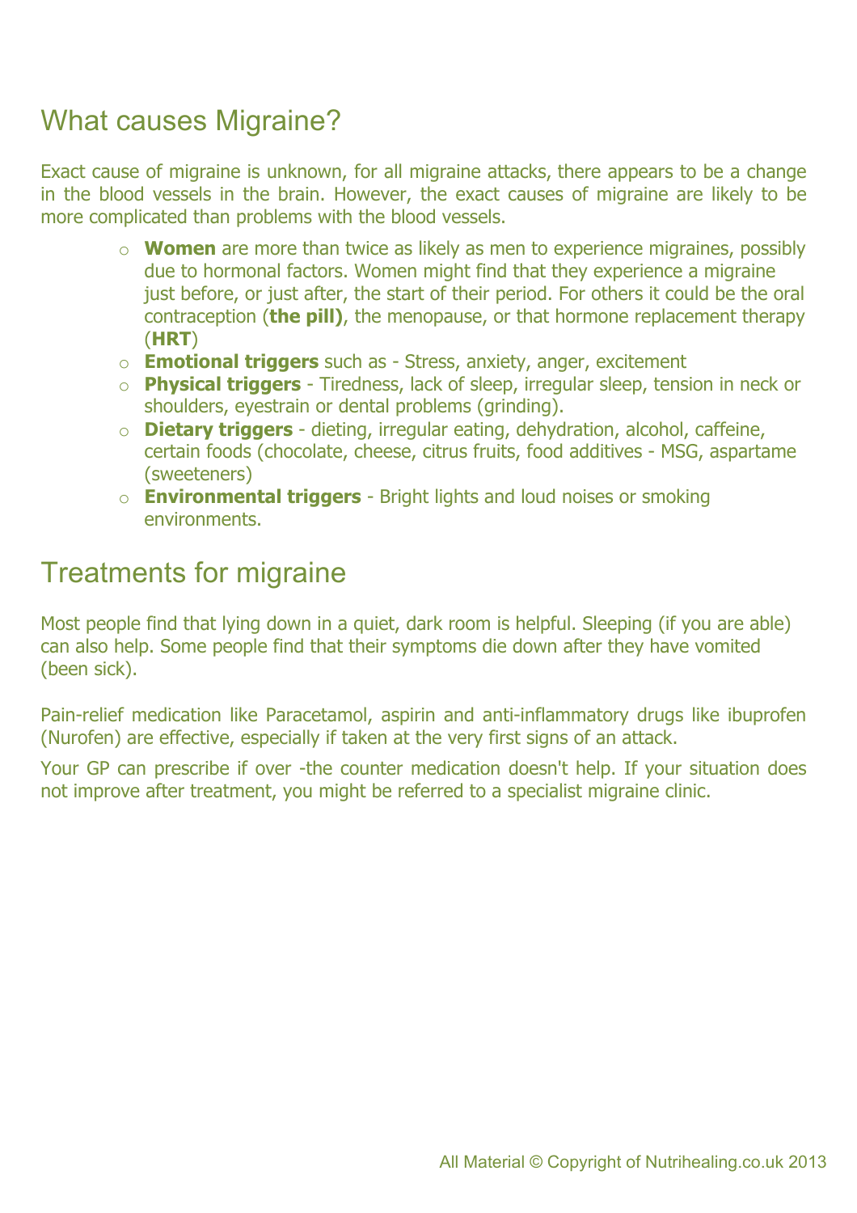## What causes Migraine?

Exact cause of migraine is unknown, for all migraine attacks, there appears to be a change in the blood vessels in the brain. However, the exact causes of migraine are likely to be more complicated than problems with the blood vessels.

- **Women** are more than twice as likely as men to experience migraines, possibly due to hormonal factors. Women might find that they experience a migraine just before, or just after, the start of their period. For others it could be the oral contraception (**the pill)**, the menopause, or that hormone replacement therapy (**HRT**)
- **Emotional triggers** such as - Stress, anxiety, anger, excitement
- **Physical triggers** - Tiredness, lack of sleep, irregular sleep, tension in neck or shoulders, eyestrain or dental problems (grinding).
- **Dietary triggers** - dieting, irregular eating, dehydration, alcohol, caffeine, certain foods (chocolate, cheese, citrus fruits, food additives - MSG, aspartame (sweeteners)
- **Environmental triggers** - Bright lights and loud noises or smoking environments.

## Treatments for migraine

Most people find that lying down in a quiet, dark room is helpful. Sleeping (if you are able) can also help. Some people find that their symptoms die down after they have vomited (been sick).

Pain-relief medication like Paracetamol, aspirin and anti-inflammatory drugs like ibuprofen (Nurofen) are effective, especially if taken at the very first signs of an attack.

Your GP can prescribe if over -the counter medication doesn't help. If your situation does not improve after treatment, you might be referred to a specialist migraine clinic.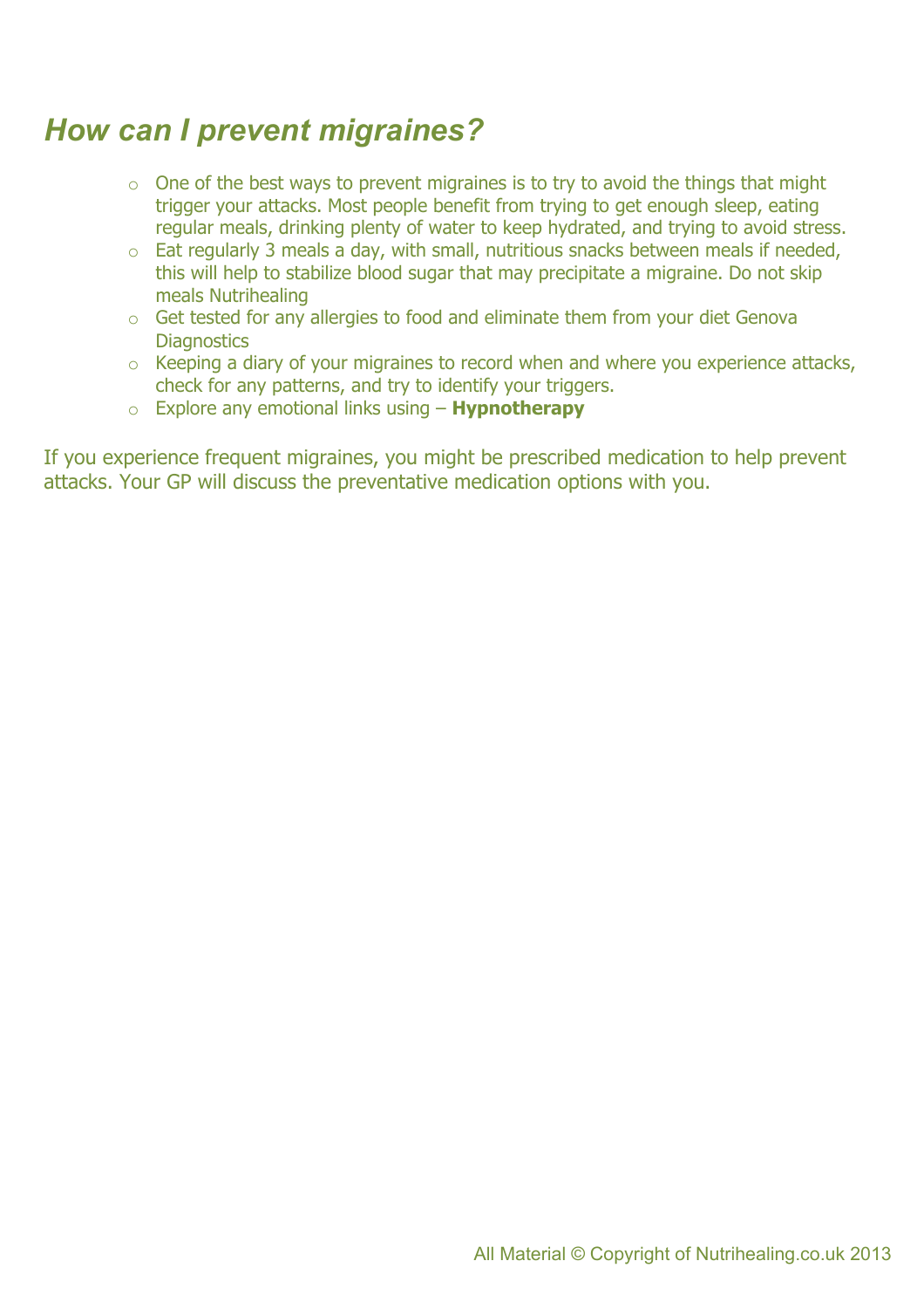## *How can I prevent migraines?*

- One of the best ways to prevent migraines is to try to avoid the things that might trigger your attacks. Most people benefit from trying to get enough sleep, eating regular meals, drinking plenty of water to keep hydrated, and trying to avoid stress.
- Eat regularly 3 meals a day, with small, nutritious snacks between meals if needed, this will help to stabilize blood sugar that may precipitate a migraine. Do not skip meals Nutrihealing
- Get tested for any allergies to food and eliminate them from your diet Genova Diagnostics
- Keeping a diary of your migraines to record when and where you experience attacks, check for any patterns, and try to identify your triggers.
- Explore any emotional links using – **Hypnotherapy**

If you experience frequent migraines, you might be prescribed medication to help prevent attacks. Your GP will discuss the preventative medication options with you.

All Material © Copyright of Nutrihealing.co.uk 2013